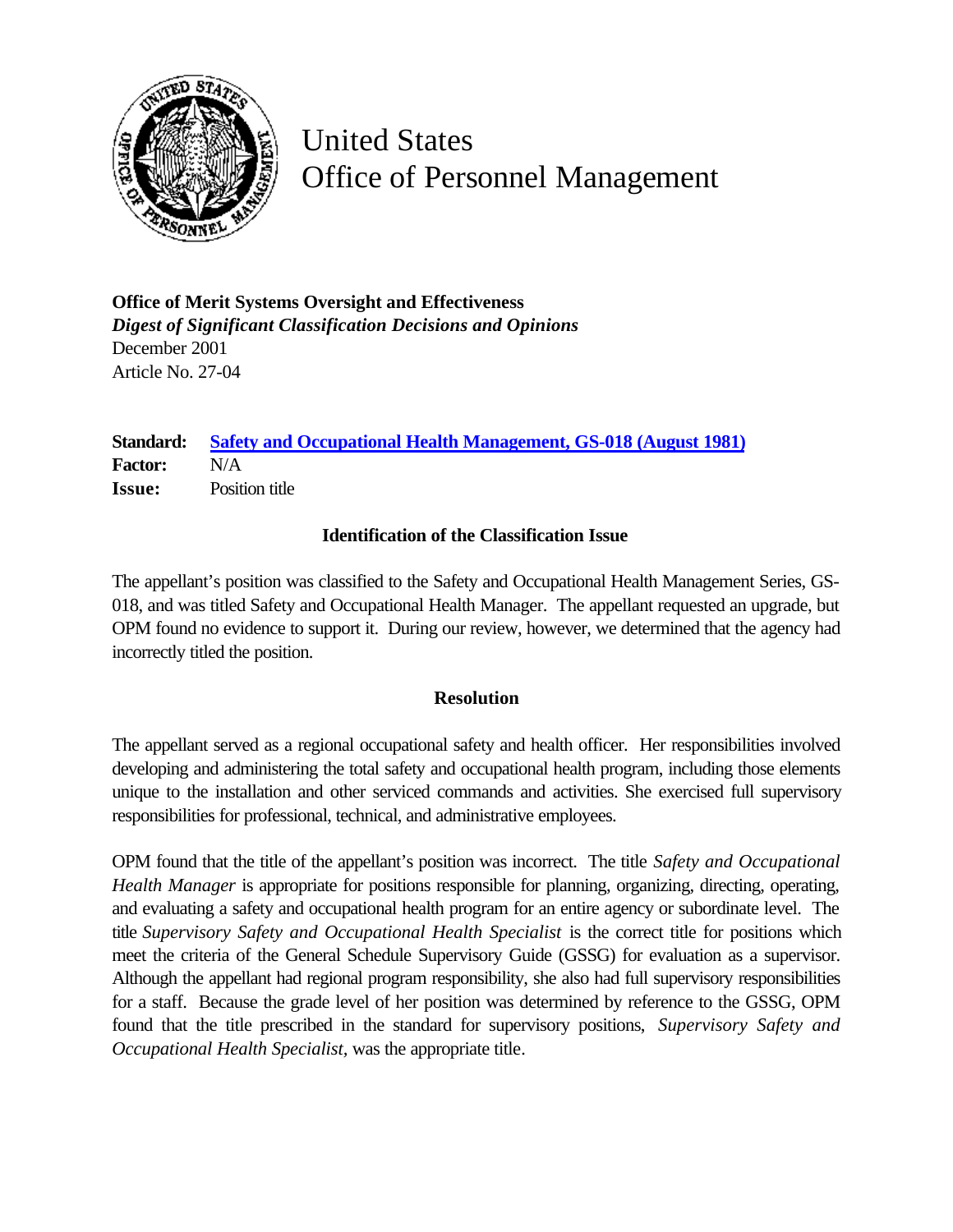# United States Office of Personnel Management

**Office of Merit Systems Oversight and Effectiveness**
***Digest of Significant Classification Decisions and Opinions***
December 2001
Article No. 27-04

**Standard:** Safety and Occupational Health Management, GS-018 (August 1981)
**Factor:** N/A
**Issue:** Position title

### Identification of the Classification Issue

The appellant's position was classified to the Safety and Occupational Health Management Series, GS-018, and was titled Safety and Occupational Health Manager. The appellant requested an upgrade, but OPM found no evidence to support it. During our review, however, we determined that the agency had incorrectly titled the position.

### Resolution

The appellant served as a regional occupational safety and health officer. Her responsibilities involved developing and administering the total safety and occupational health program, including those elements unique to the installation and other serviced commands and activities. She exercised full supervisory responsibilities for professional, technical, and administrative employees.

OPM found that the title of the appellant's position was incorrect. The title *Safety and Occupational Health Manager* is appropriate for positions responsible for planning, organizing, directing, operating, and evaluating a safety and occupational health program for an entire agency or subordinate level. The title *Supervisory Safety and Occupational Health Specialist* is the correct title for positions which meet the criteria of the General Schedule Supervisory Guide (GSSG) for evaluation as a supervisor. Although the appellant had regional program responsibility, she also had full supervisory responsibilities for a staff. Because the grade level of her position was determined by reference to the GSSG, OPM found that the title prescribed in the standard for supervisory positions, *Supervisory Safety and Occupational Health Specialist*, was the appropriate title.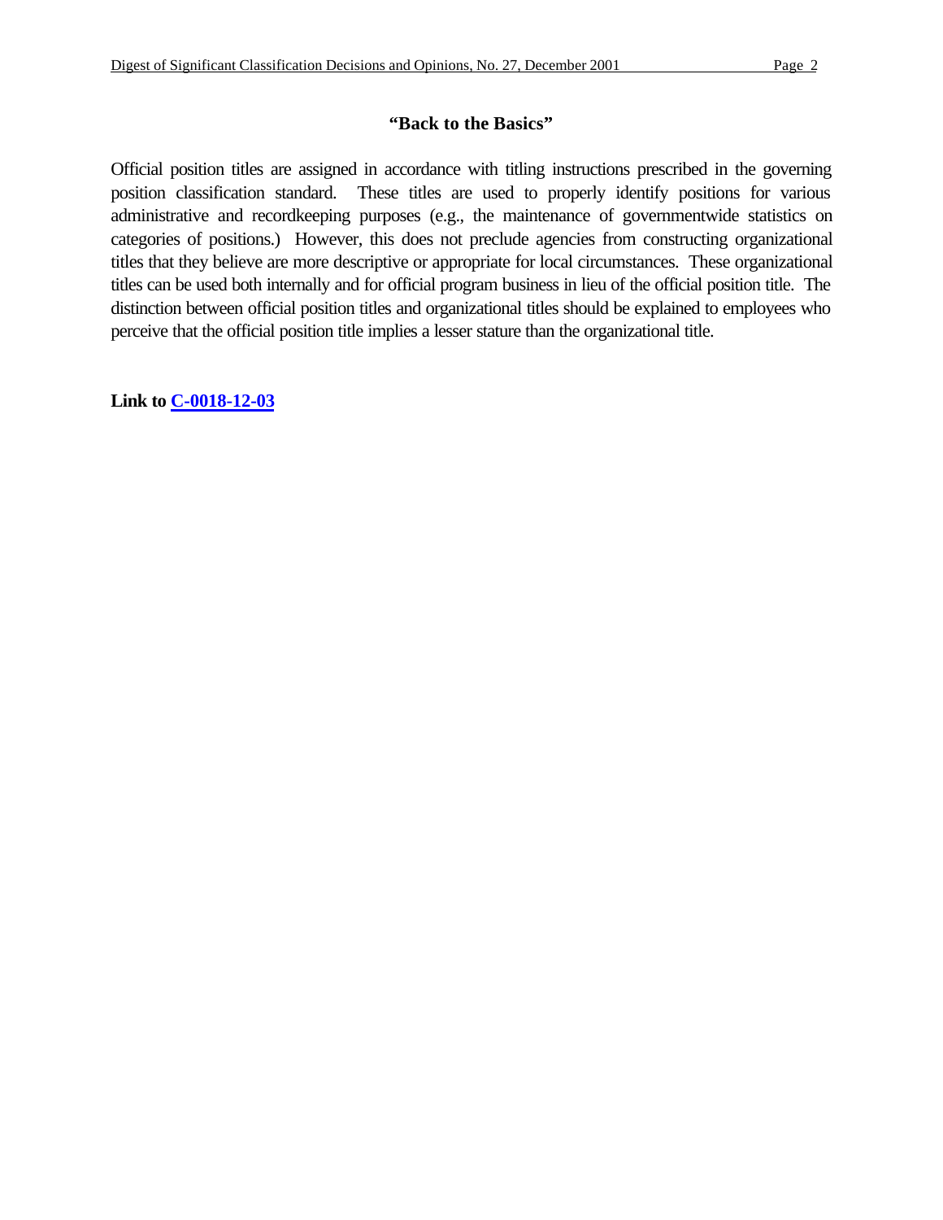## "Back to the Basics"

Official position titles are assigned in accordance with titling instructions prescribed in the governing position classification standard. These titles are used to properly identify positions for various administrative and recordkeeping purposes (e.g., the maintenance of governmentwide statistics on categories of positions.) However, this does not preclude agencies from constructing organizational titles that they believe are more descriptive or appropriate for local circumstances. These organizational titles can be used both internally and for official program business in lieu of the official position title. The distinction between official position titles and organizational titles should be explained to employees who perceive that the official position title implies a lesser stature than the organizational title.

**Link to C-0018-12-03**